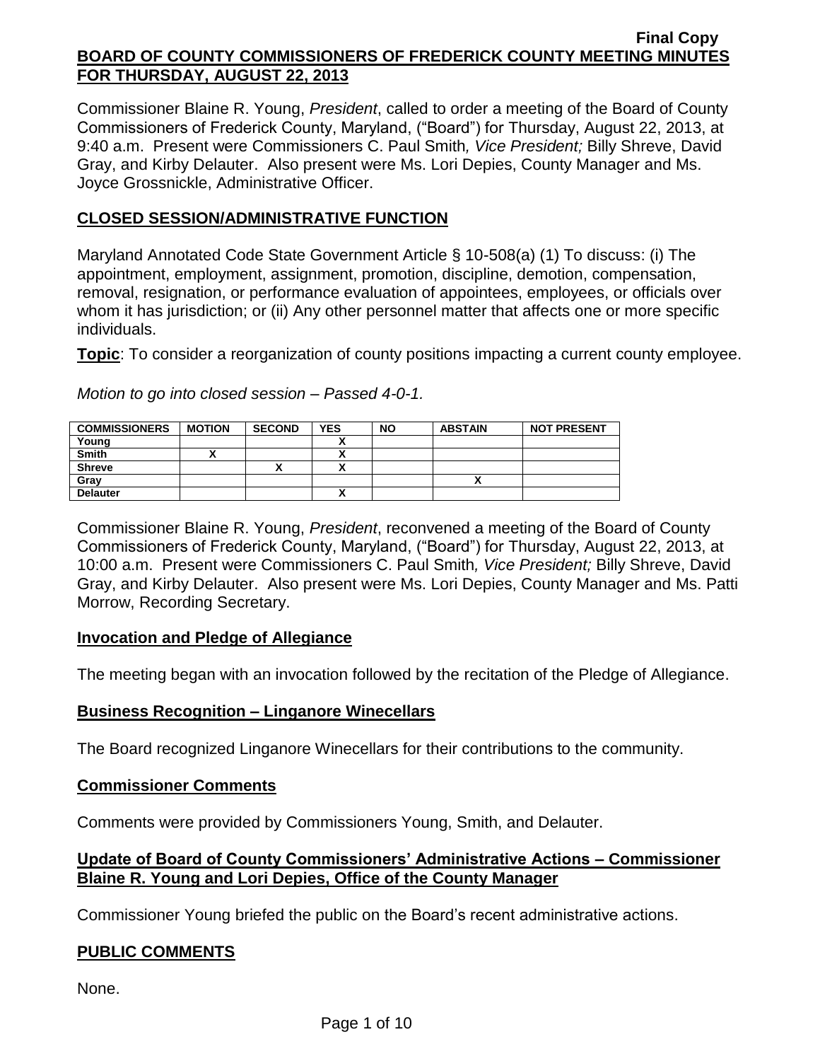**Final Copy**

**BOARD OF COUNTY COMMISSIONERS OF FREDERICK COUNTY MEETING MINUTES FOR THURSDAY, AUGUST 22, 2013**

Commissioner Blaine R. Young, *President*, called to order a meeting of the Board of County Commissioners of Frederick County, Maryland, ("Board") for Thursday, August 22, 2013, at 9:40 a.m. Present were Commissioners C. Paul Smith*, Vice President;* Billy Shreve, David Gray, and Kirby Delauter. Also present were Ms. Lori Depies, County Manager and Ms. Joyce Grossnickle, Administrative Officer.

## CLOSED SESSION/ADMINISTRATIVE FUNCTION

Maryland Annotated Code State Government Article § 10-508(a) (1) To discuss: (i) The appointment, employment, assignment, promotion, discipline, demotion, compensation, removal, resignation, or performance evaluation of appointees, employees, or officials over whom it has jurisdiction; or (ii) Any other personnel matter that affects one or more specific individuals.

**Topic**: To consider a reorganization of county positions impacting a current county employee.

*Motion to go into closed session – Passed 4-0-1.*

| COMMISSIONERS | MOTION | SECOND | YES | NO | ABSTAIN | NOT PRESENT |
|---|---|---|---|---|---|---|
| Young | | | X | | | |
| Smith | X | | X | | | |
| Shreve | | X | X | | | |
| Gray | | | | | X | |
| Delauter | | | X | | | |

Commissioner Blaine R. Young, *President*, reconvened a meeting of the Board of County Commissioners of Frederick County, Maryland, ("Board") for Thursday, August 22, 2013, at 10:00 a.m. Present were Commissioners C. Paul Smith*, Vice President;* Billy Shreve, David Gray, and Kirby Delauter. Also present were Ms. Lori Depies, County Manager and Ms. Patti Morrow, Recording Secretary.

## Invocation and Pledge of Allegiance

The meeting began with an invocation followed by the recitation of the Pledge of Allegiance.

## Business Recognition – Linganore Winecellars

The Board recognized Linganore Winecellars for their contributions to the community.

## Commissioner Comments

Comments were provided by Commissioners Young, Smith, and Delauter.

## Update of Board of County Commissioners' Administrative Actions – Commissioner Blaine R. Young and Lori Depies, Office of the County Manager

Commissioner Young briefed the public on the Board's recent administrative actions.

## PUBLIC COMMENTS

None.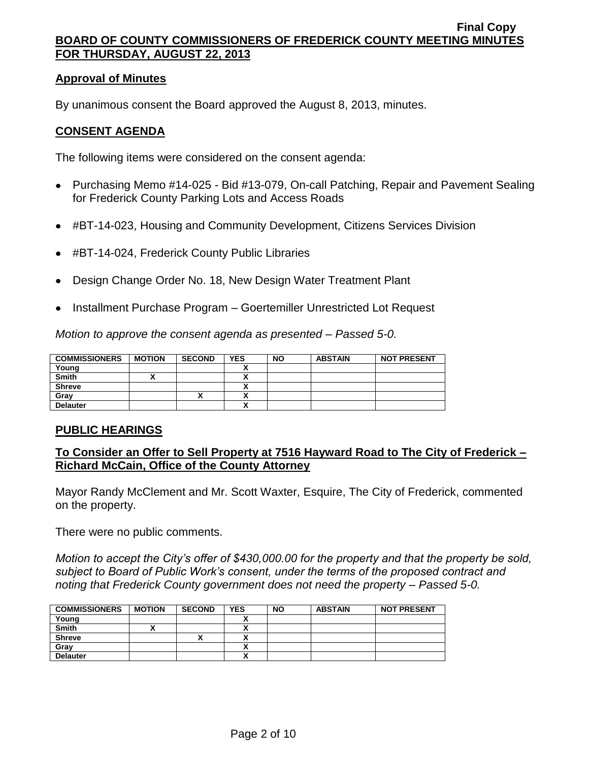## Approval of Minutes

By unanimous consent the Board approved the August 8, 2013, minutes.

## CONSENT AGENDA

The following items were considered on the consent agenda:

- Purchasing Memo #14-025 - Bid #13-079, On-call Patching, Repair and Pavement Sealing for Frederick County Parking Lots and Access Roads
- #BT-14-023, Housing and Community Development, Citizens Services Division
- #BT-14-024, Frederick County Public Libraries
- Design Change Order No. 18, New Design Water Treatment Plant
- Installment Purchase Program – Goertemiller Unrestricted Lot Request

*Motion to approve the consent agenda as presented – Passed 5-0.*

| COMMISSIONERS | MOTION | SECOND | YES | NO | ABSTAIN | NOT PRESENT |
|---|---|---|---|---|---|---|
| Young | | | X | | | |
| Smith | X | | X | | | |
| Shreve | | | X | | | |
| Gray | | X | X | | | |
| Delauter | | | X | | | |

## PUBLIC HEARINGS

### To Consider an Offer to Sell Property at 7516 Hayward Road to The City of Frederick – Richard McCain, Office of the County Attorney

Mayor Randy McClement and Mr. Scott Waxter, Esquire, The City of Frederick, commented on the property.

There were no public comments.

*Motion to accept the City's offer of $430,000.00 for the property and that the property be sold, subject to Board of Public Work's consent, under the terms of the proposed contract and noting that Frederick County government does not need the property – Passed 5-0.*

| COMMISSIONERS | MOTION | SECOND | YES | NO | ABSTAIN | NOT PRESENT |
|---|---|---|---|---|---|---|
| Young | | | X | | | |
| Smith | X | | X | | | |
| Shreve | | X | X | | | |
| Gray | | | X | | | |
| Delauter | | | X | | | |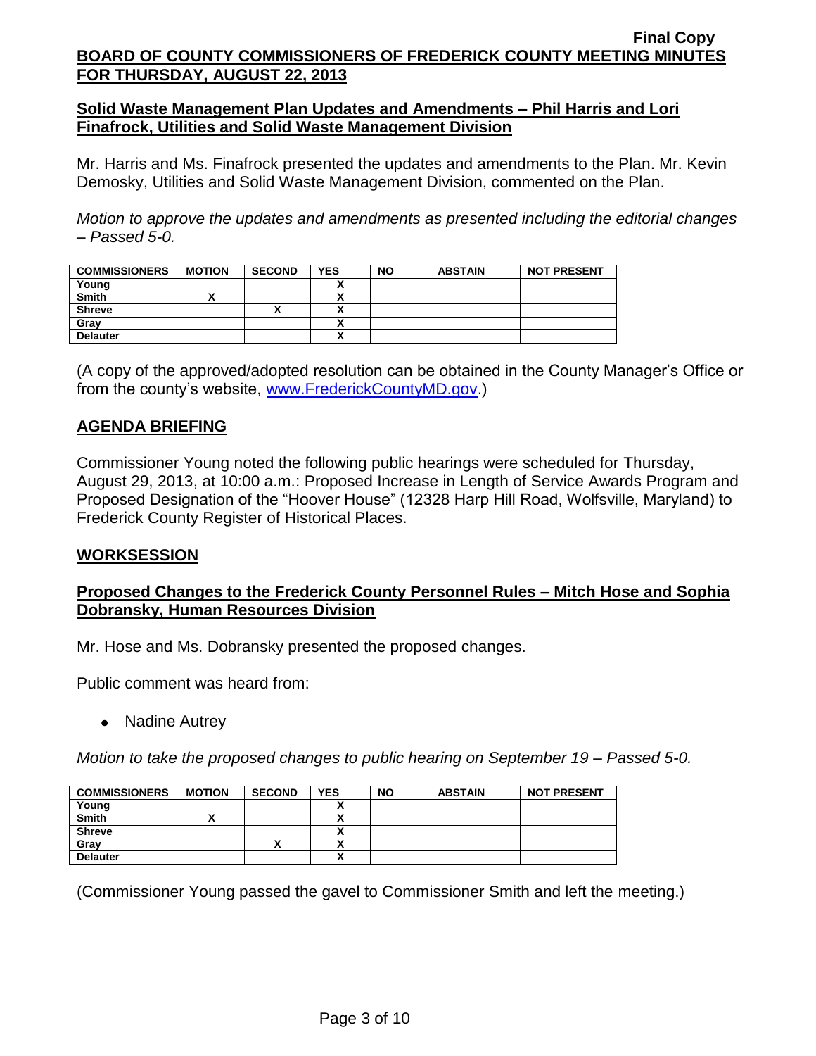**Final Copy**

**BOARD OF COUNTY COMMISSIONERS OF FREDERICK COUNTY MEETING MINUTES FOR THURSDAY, AUGUST 22, 2013**

**Solid Waste Management Plan Updates and Amendments – Phil Harris and Lori Finafrock, Utilities and Solid Waste Management Division**

Mr. Harris and Ms. Finafrock presented the updates and amendments to the Plan. Mr. Kevin Demosky, Utilities and Solid Waste Management Division, commented on the Plan.

*Motion to approve the updates and amendments as presented including the editorial changes – Passed 5-0.*

| COMMISSIONERS | MOTION | SECOND | YES | NO | ABSTAIN | NOT PRESENT |
|---|---|---|---|---|---|---|
| Young | | | X | | | |
| Smith | X | | X | | | |
| Shreve | | X | X | | | |
| Gray | | | X | | | |
| Delauter | | | X | | | |

(A copy of the approved/adopted resolution can be obtained in the County Manager's Office or from the county's website, www.FrederickCountyMD.gov.)

## AGENDA BRIEFING

Commissioner Young noted the following public hearings were scheduled for Thursday, August 29, 2013, at 10:00 a.m.: Proposed Increase in Length of Service Awards Program and Proposed Designation of the "Hoover House" (12328 Harp Hill Road, Wolfsville, Maryland) to Frederick County Register of Historical Places.

## WORKSESSION

**Proposed Changes to the Frederick County Personnel Rules – Mitch Hose and Sophia Dobransky, Human Resources Division**

Mr. Hose and Ms. Dobransky presented the proposed changes.

Public comment was heard from:

- Nadine Autrey

*Motion to take the proposed changes to public hearing on September 19 – Passed 5-0.*

| COMMISSIONERS | MOTION | SECOND | YES | NO | ABSTAIN | NOT PRESENT |
|---|---|---|---|---|---|---|
| Young | | | X | | | |
| Smith | X | | X | | | |
| Shreve | | | X | | | |
| Gray | | X | X | | | |
| Delauter | | | X | | | |

(Commissioner Young passed the gavel to Commissioner Smith and left the meeting.)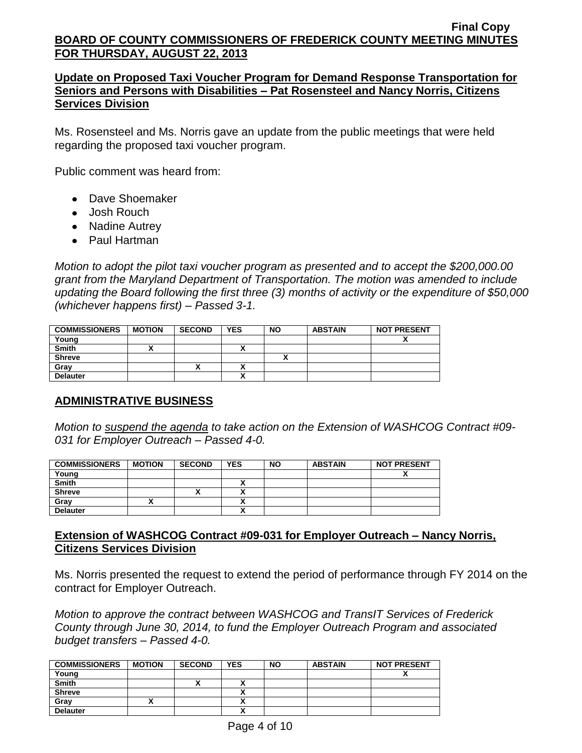## Update on Proposed Taxi Voucher Program for Demand Response Transportation for Seniors and Persons with Disabilities – Pat Rosensteel and Nancy Norris, Citizens Services Division

Ms. Rosensteel and Ms. Norris gave an update from the public meetings that were held regarding the proposed taxi voucher program.

Public comment was heard from:

- Dave Shoemaker
- Josh Rouch
- Nadine Autrey
- Paul Hartman

*Motion to adopt the pilot taxi voucher program as presented and to accept the $200,000.00 grant from the Maryland Department of Transportation. The motion was amended to include updating the Board following the first three (3) months of activity or the expenditure of $50,000 (whichever happens first) – Passed 3-1.*

| COMMISSIONERS | MOTION | SECOND | YES | NO | ABSTAIN | NOT PRESENT |
|---|---|---|---|---|---|---|
| Young | | | | | | X |
| Smith | X | | X | | | |
| Shreve | | | | X | | |
| Gray | | X | X | | | |
| Delauter | | | X | | | |

## ADMINISTRATIVE BUSINESS

*Motion to suspend the agenda to take action on the Extension of WASHCOG Contract #09-031 for Employer Outreach – Passed 4-0.*

| COMMISSIONERS | MOTION | SECOND | YES | NO | ABSTAIN | NOT PRESENT |
|---|---|---|---|---|---|---|
| Young | | | | | | X |
| Smith | | | X | | | |
| Shreve | | X | X | | | |
| Gray | X | | X | | | |
| Delauter | | | X | | | |

## Extension of WASHCOG Contract #09-031 for Employer Outreach – Nancy Norris, Citizens Services Division

Ms. Norris presented the request to extend the period of performance through FY 2014 on the contract for Employer Outreach.

*Motion to approve the contract between WASHCOG and TransIT Services of Frederick County through June 30, 2014, to fund the Employer Outreach Program and associated budget transfers – Passed 4-0.*

| COMMISSIONERS | MOTION | SECOND | YES | NO | ABSTAIN | NOT PRESENT |
|---|---|---|---|---|---|---|
| Young | | | | | | X |
| Smith | | X | X | | | |
| Shreve | | | X | | | |
| Gray | X | | X | | | |
| Delauter | | | X | | | |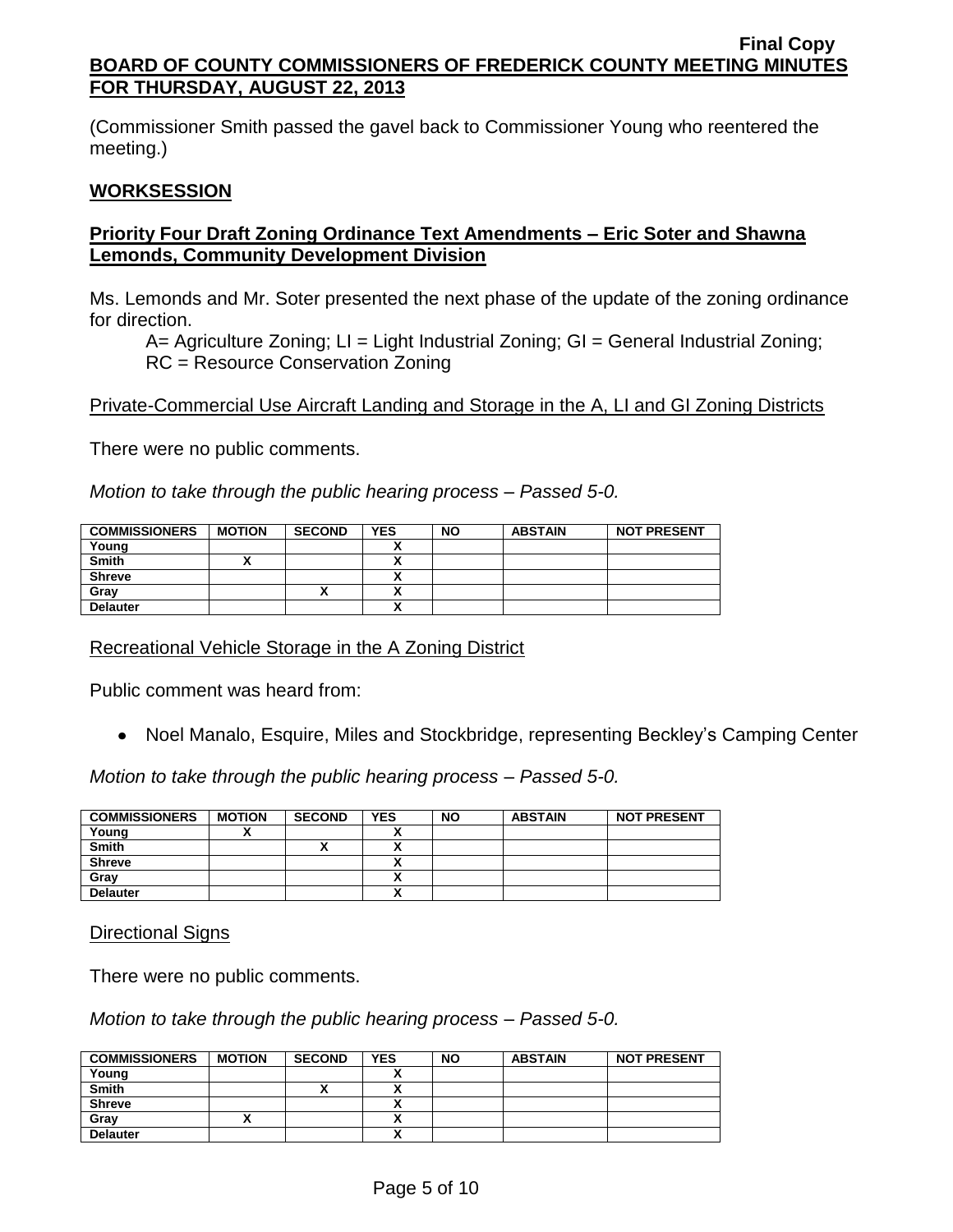(Commissioner Smith passed the gavel back to Commissioner Young who reentered the meeting.)

## WORKSESSION

### Priority Four Draft Zoning Ordinance Text Amendments – Eric Soter and Shawna Lemonds, Community Development Division

Ms. Lemonds and Mr. Soter presented the next phase of the update of the zoning ordinance for direction.

A= Agriculture Zoning; LI = Light Industrial Zoning; GI = General Industrial Zoning; RC = Resource Conservation Zoning

Private-Commercial Use Aircraft Landing and Storage in the A, LI and GI Zoning Districts

There were no public comments.

*Motion to take through the public hearing process – Passed 5-0.*

| COMMISSIONERS | MOTION | SECOND | YES | NO | ABSTAIN | NOT PRESENT |
|---|---|---|---|---|---|---|
| Young | | | X | | | |
| Smith | X | | X | | | |
| Shreve | | | X | | | |
| Gray | | X | X | | | |
| Delauter | | | X | | | |

Recreational Vehicle Storage in the A Zoning District

Public comment was heard from:

- Noel Manalo, Esquire, Miles and Stockbridge, representing Beckley's Camping Center

*Motion to take through the public hearing process – Passed 5-0.*

| COMMISSIONERS | MOTION | SECOND | YES | NO | ABSTAIN | NOT PRESENT |
|---|---|---|---|---|---|---|
| Young | X | | X | | | |
| Smith | | X | X | | | |
| Shreve | | | X | | | |
| Gray | | | X | | | |
| Delauter | | | X | | | |

Directional Signs

There were no public comments.

*Motion to take through the public hearing process – Passed 5-0.*

| COMMISSIONERS | MOTION | SECOND | YES | NO | ABSTAIN | NOT PRESENT |
|---|---|---|---|---|---|---|
| Young | | | X | | | |
| Smith | | X | X | | | |
| Shreve | | | X | | | |
| Gray | X | | X | | | |
| Delauter | | | X | | | |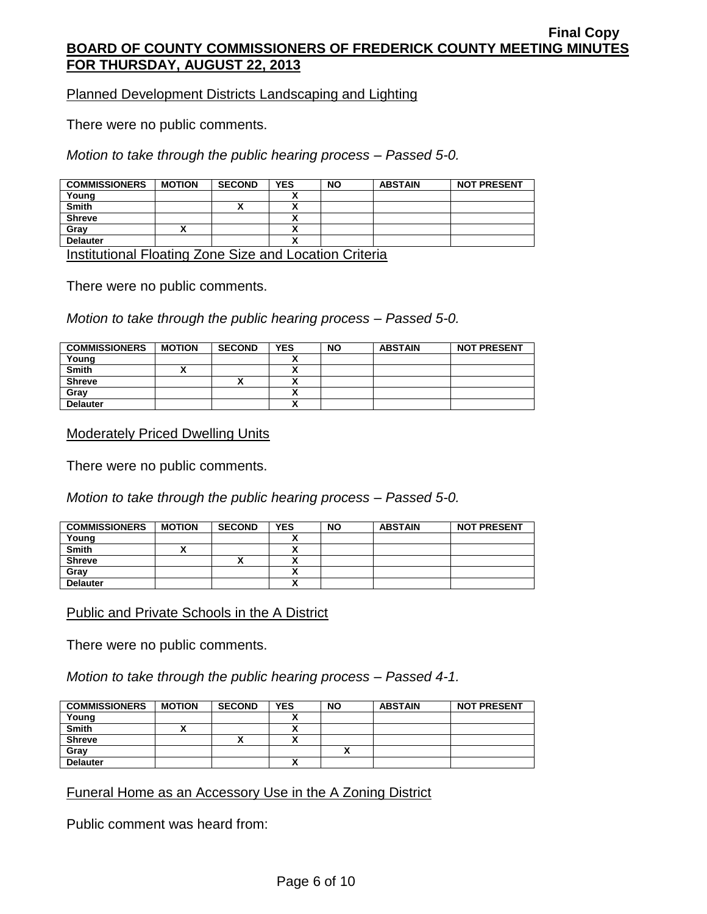Planned Development Districts Landscaping and Lighting

There were no public comments.

*Motion to take through the public hearing process – Passed 5-0.*

| COMMISSIONERS | MOTION | SECOND | YES | NO | ABSTAIN | NOT PRESENT |
|---|---|---|---|---|---|---|
| Young | | | X | | | |
| Smith | | X | X | | | |
| Shreve | | | X | | | |
| Gray | X | | X | | | |
| Delauter | | | X | | | |

Institutional Floating Zone Size and Location Criteria

There were no public comments.

*Motion to take through the public hearing process – Passed 5-0.*

| COMMISSIONERS | MOTION | SECOND | YES | NO | ABSTAIN | NOT PRESENT |
|---|---|---|---|---|---|---|
| Young | | | X | | | |
| Smith | X | | X | | | |
| Shreve | | X | X | | | |
| Gray | | | X | | | |
| Delauter | | | X | | | |

Moderately Priced Dwelling Units

There were no public comments.

*Motion to take through the public hearing process – Passed 5-0.*

| COMMISSIONERS | MOTION | SECOND | YES | NO | ABSTAIN | NOT PRESENT |
|---|---|---|---|---|---|---|
| Young | | | X | | | |
| Smith | X | | X | | | |
| Shreve | | X | X | | | |
| Gray | | | X | | | |
| Delauter | | | X | | | |

Public and Private Schools in the A District

There were no public comments.

*Motion to take through the public hearing process – Passed 4-1.*

| COMMISSIONERS | MOTION | SECOND | YES | NO | ABSTAIN | NOT PRESENT |
|---|---|---|---|---|---|---|
| Young | | | X | | | |
| Smith | X | | X | | | |
| Shreve | | X | X | | | |
| Gray | | | | X | | |
| Delauter | | | X | | | |

Funeral Home as an Accessory Use in the A Zoning District

Public comment was heard from: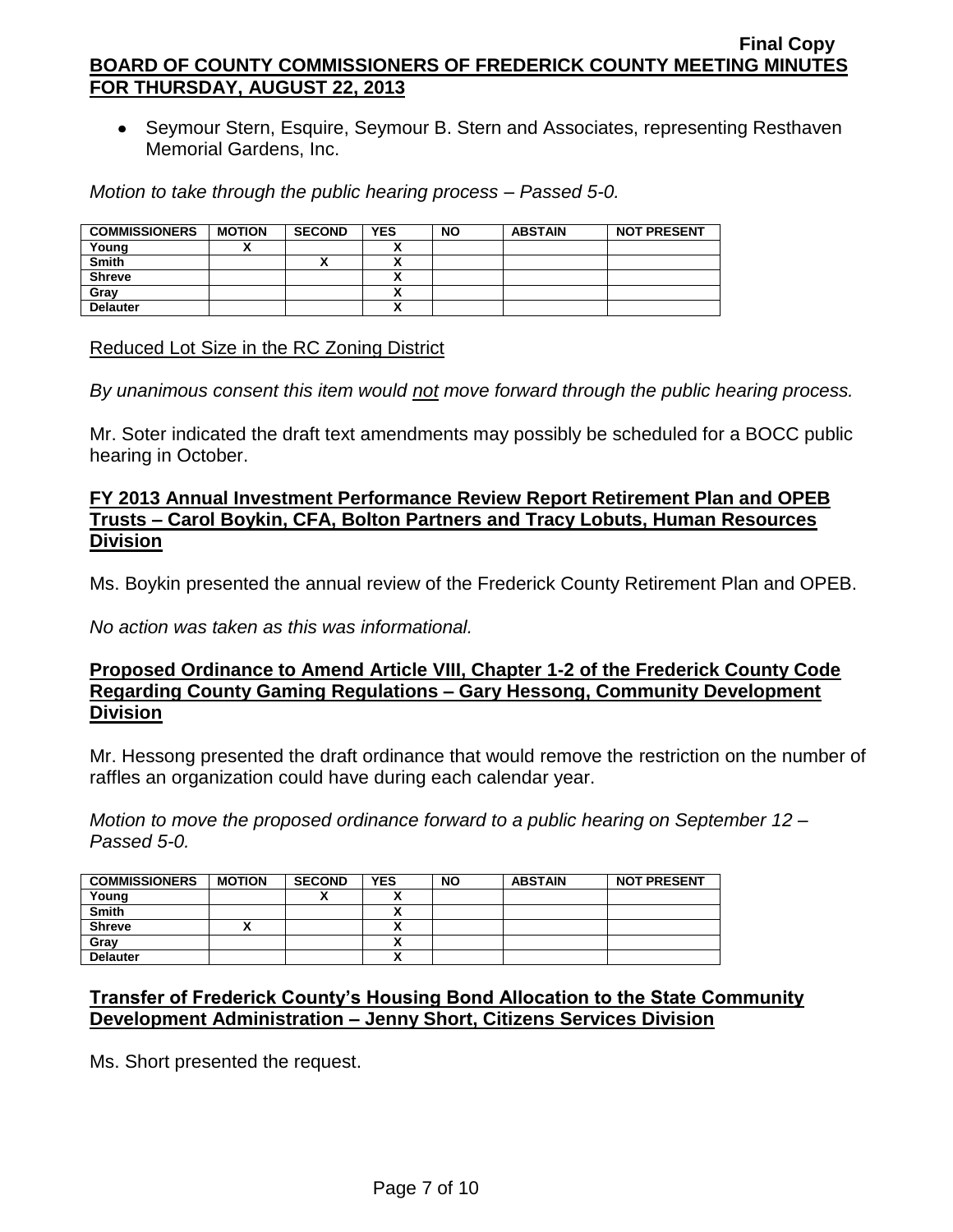- Seymour Stern, Esquire, Seymour B. Stern and Associates, representing Resthaven Memorial Gardens, Inc.

*Motion to take through the public hearing process – Passed 5-0.*

| COMMISSIONERS | MOTION | SECOND | YES | NO | ABSTAIN | NOT PRESENT |
|---|---|---|---|---|---|---|
| Young | X | | X | | | |
| Smith | | X | X | | | |
| Shreve | | | X | | | |
| Gray | | | X | | | |
| Delauter | | | X | | | |

Reduced Lot Size in the RC Zoning District

*By unanimous consent this item would not move forward through the public hearing process.*

Mr. Soter indicated the draft text amendments may possibly be scheduled for a BOCC public hearing in October.

**FY 2013 Annual Investment Performance Review Report Retirement Plan and OPEB Trusts – Carol Boykin, CFA, Bolton Partners and Tracy Lobuts, Human Resources Division**

Ms. Boykin presented the annual review of the Frederick County Retirement Plan and OPEB.

*No action was taken as this was informational.*

**Proposed Ordinance to Amend Article VIII, Chapter 1-2 of the Frederick County Code Regarding County Gaming Regulations – Gary Hessong, Community Development Division**

Mr. Hessong presented the draft ordinance that would remove the restriction on the number of raffles an organization could have during each calendar year.

*Motion to move the proposed ordinance forward to a public hearing on September 12 – Passed 5-0.*

| COMMISSIONERS | MOTION | SECOND | YES | NO | ABSTAIN | NOT PRESENT |
|---|---|---|---|---|---|---|
| Young | | X | X | | | |
| Smith | | | X | | | |
| Shreve | X | | X | | | |
| Gray | | | X | | | |
| Delauter | | | X | | | |

**Transfer of Frederick County's Housing Bond Allocation to the State Community Development Administration – Jenny Short, Citizens Services Division**

Ms. Short presented the request.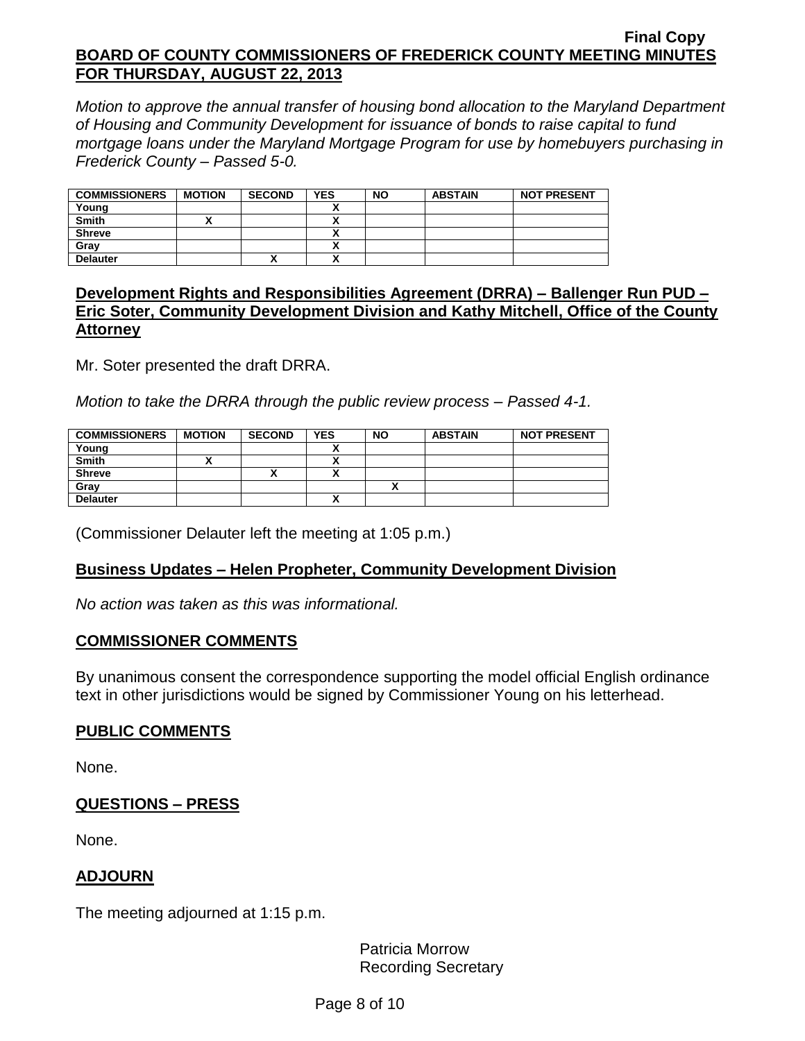*Motion to approve the annual transfer of housing bond allocation to the Maryland Department of Housing and Community Development for issuance of bonds to raise capital to fund mortgage loans under the Maryland Mortgage Program for use by homebuyers purchasing in Frederick County – Passed 5-0.*

| COMMISSIONERS | MOTION | SECOND | YES | NO | ABSTAIN | NOT PRESENT |
|---|---|---|---|---|---|---|
| Young | | | X | | | |
| Smith | X | | X | | | |
| Shreve | | | X | | | |
| Gray | | | X | | | |
| Delauter | | X | X | | | |

## Development Rights and Responsibilities Agreement (DRRA) – Ballenger Run PUD – Eric Soter, Community Development Division and Kathy Mitchell, Office of the County Attorney

Mr. Soter presented the draft DRRA.

*Motion to take the DRRA through the public review process – Passed 4-1.*

| COMMISSIONERS | MOTION | SECOND | YES | NO | ABSTAIN | NOT PRESENT |
|---|---|---|---|---|---|---|
| Young | | | X | | | |
| Smith | X | | X | | | |
| Shreve | | X | X | | | |
| Gray | | | | X | | |
| Delauter | | | X | | | |

(Commissioner Delauter left the meeting at 1:05 p.m.)

## Business Updates – Helen Propheter, Community Development Division

*No action was taken as this was informational.*

## COMMISSIONER COMMENTS

By unanimous consent the correspondence supporting the model official English ordinance text in other jurisdictions would be signed by Commissioner Young on his letterhead.

## PUBLIC COMMENTS

None.

## QUESTIONS – PRESS

None.

## ADJOURN

The meeting adjourned at 1:15 p.m.

Patricia Morrow
Recording Secretary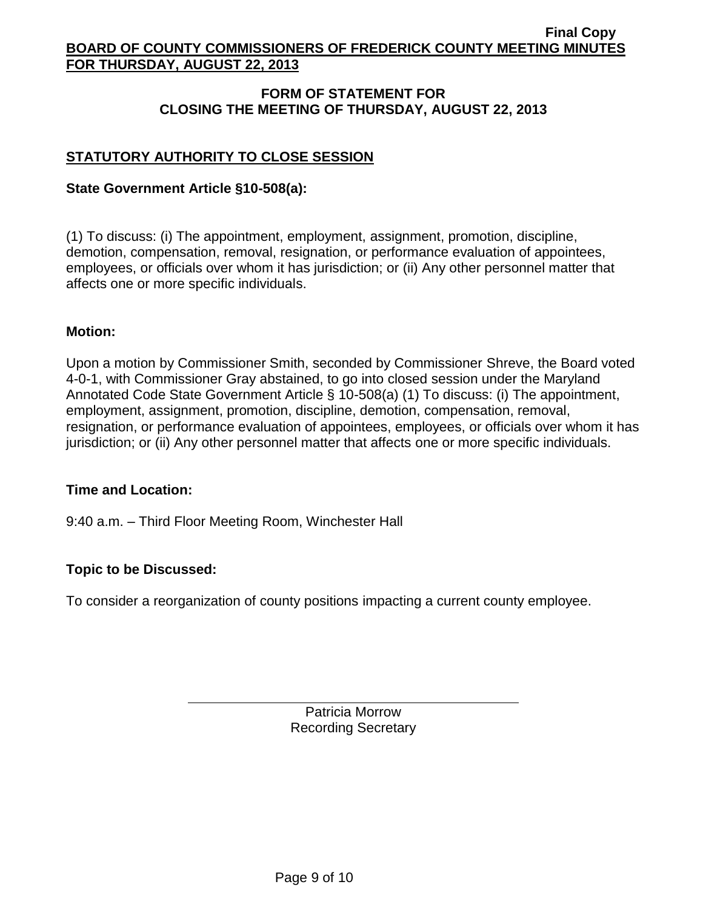## FORM OF STATEMENT FOR CLOSING THE MEETING OF THURSDAY, AUGUST 22, 2013

### STATUTORY AUTHORITY TO CLOSE SESSION

**State Government Article §10-508(a):**

(1) To discuss: (i) The appointment, employment, assignment, promotion, discipline, demotion, compensation, removal, resignation, or performance evaluation of appointees, employees, or officials over whom it has jurisdiction; or (ii) Any other personnel matter that affects one or more specific individuals.

**Motion:**

Upon a motion by Commissioner Smith, seconded by Commissioner Shreve, the Board voted 4-0-1, with Commissioner Gray abstained, to go into closed session under the Maryland Annotated Code State Government Article § 10-508(a) (1) To discuss: (i) The appointment, employment, assignment, promotion, discipline, demotion, compensation, removal, resignation, or performance evaluation of appointees, employees, or officials over whom it has jurisdiction; or (ii) Any other personnel matter that affects one or more specific individuals.

**Time and Location:**

9:40 a.m. – Third Floor Meeting Room, Winchester Hall

**Topic to be Discussed:**

To consider a reorganization of county positions impacting a current county employee.

Patricia Morrow
Recording Secretary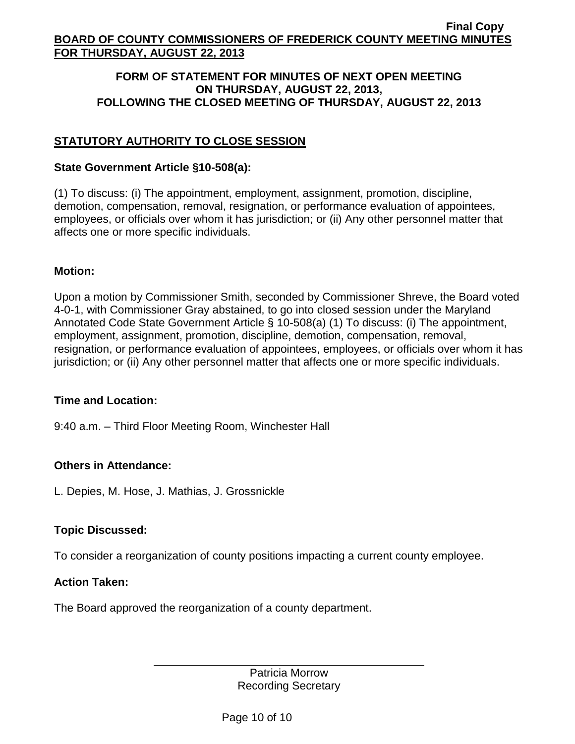## FORM OF STATEMENT FOR MINUTES OF NEXT OPEN MEETING ON THURSDAY, AUGUST 22, 2013, FOLLOWING THE CLOSED MEETING OF THURSDAY, AUGUST 22, 2013

### STATUTORY AUTHORITY TO CLOSE SESSION

**State Government Article §10-508(a):**

(1) To discuss: (i) The appointment, employment, assignment, promotion, discipline, demotion, compensation, removal, resignation, or performance evaluation of appointees, employees, or officials over whom it has jurisdiction; or (ii) Any other personnel matter that affects one or more specific individuals.

**Motion:**

Upon a motion by Commissioner Smith, seconded by Commissioner Shreve, the Board voted 4-0-1, with Commissioner Gray abstained, to go into closed session under the Maryland Annotated Code State Government Article § 10-508(a) (1) To discuss: (i) The appointment, employment, assignment, promotion, discipline, demotion, compensation, removal, resignation, or performance evaluation of appointees, employees, or officials over whom it has jurisdiction; or (ii) Any other personnel matter that affects one or more specific individuals.

**Time and Location:**

9:40 a.m. – Third Floor Meeting Room, Winchester Hall

**Others in Attendance:**

L. Depies, M. Hose, J. Mathias, J. Grossnickle

**Topic Discussed:**

To consider a reorganization of county positions impacting a current county employee.

**Action Taken:**

The Board approved the reorganization of a county department.

Patricia Morrow
Recording Secretary